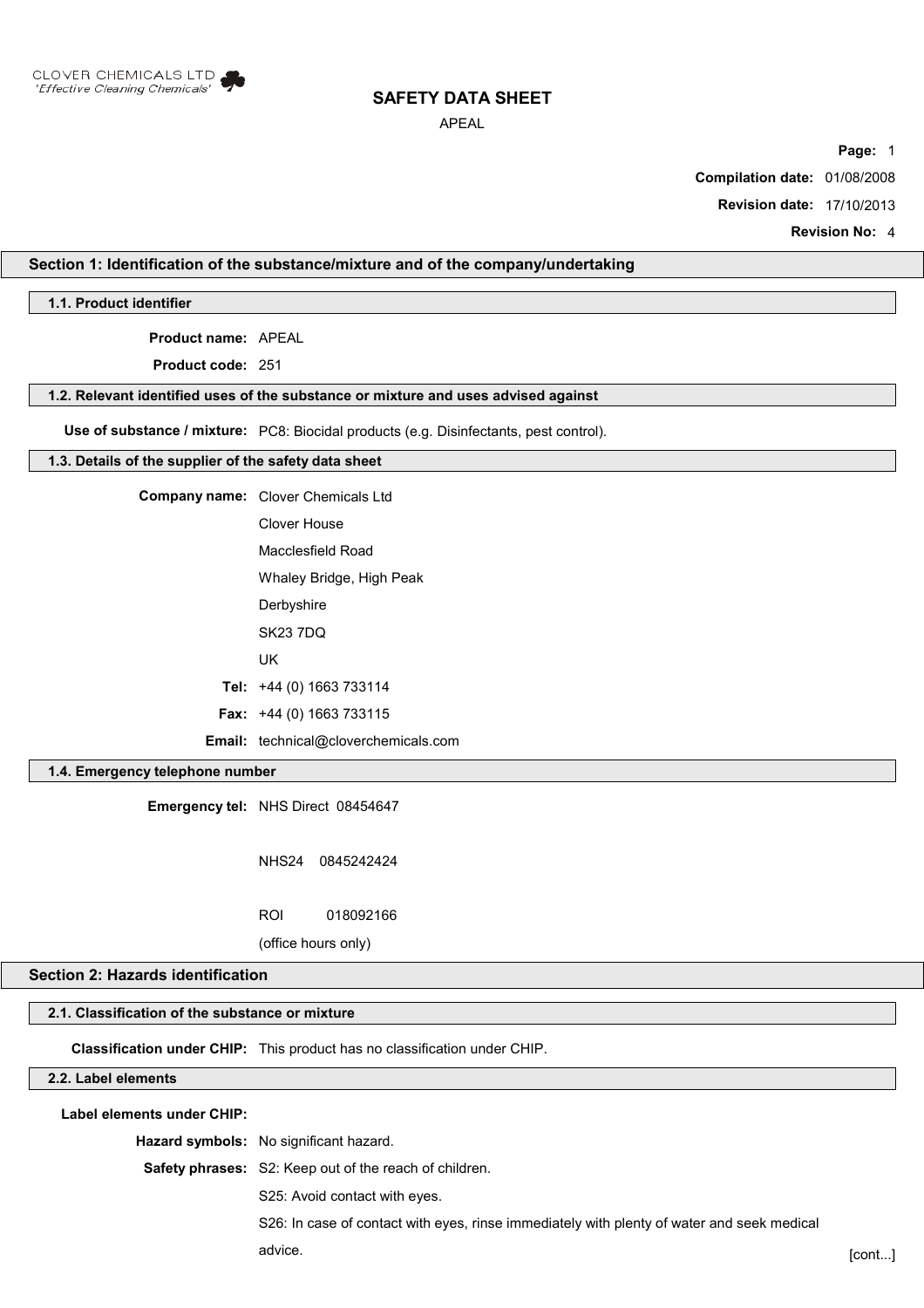CLOVER CHEMICALS LTD
*'Effective Cleaning Chemicals'*

# SAFETY DATA SHEET

APEAL

**Compilation date:** 01/08/2008

**Revision date:** 17/10/2013

**Revision No:** 4

## Section 1: Identification of the substance/mixture and of the company/undertaking

### 1.1. Product identifier

**Product name:** APEAL

**Product code:** 251

### 1.2. Relevant identified uses of the substance or mixture and uses advised against

**Use of substance / mixture:** PC8: Biocidal products (e.g. Disinfectants, pest control).

### 1.3. Details of the supplier of the safety data sheet

**Company name:** Clover Chemicals Ltd
Clover House
Macclesfield Road
Whaley Bridge, High Peak
Derbyshire
SK23 7DQ
UK

**Tel:** +44 (0) 1663 733114

**Fax:** +44 (0) 1663 733115

**Email:** technical@cloverchemicals.com

### 1.4. Emergency telephone number

**Emergency tel:** NHS Direct 08454647

NHS24 0845242424

ROI 018092166

(office hours only)

## Section 2: Hazards identification

### 2.1. Classification of the substance or mixture

**Classification under CHIP:** This product has no classification under CHIP.

### 2.2. Label elements

**Label elements under CHIP:**

**Hazard symbols:** No significant hazard.

**Safety phrases:** S2: Keep out of the reach of children.

S25: Avoid contact with eyes.

S26: In case of contact with eyes, rinse immediately with plenty of water and seek medical advice.

[cont...]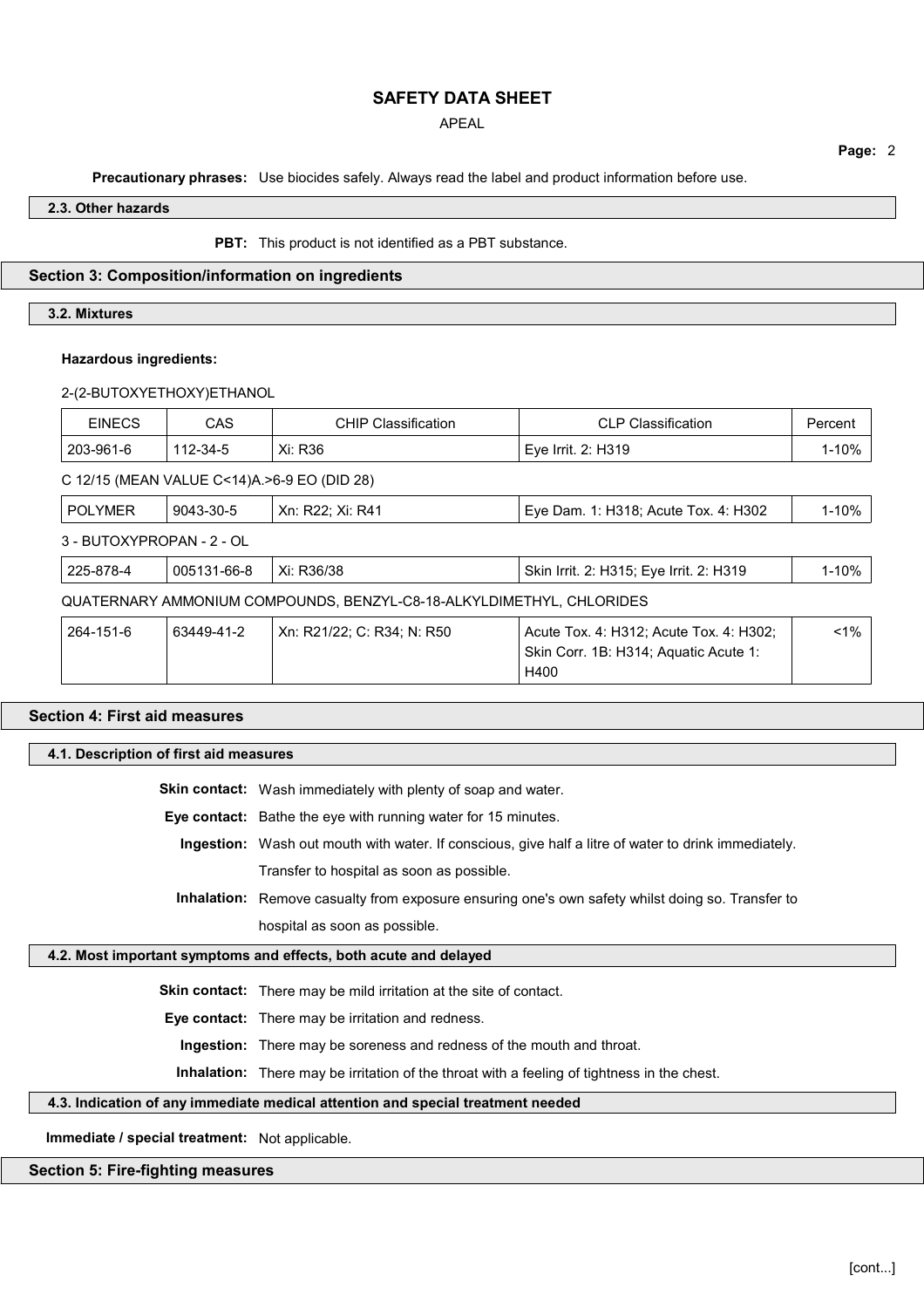**Precautionary phrases:** Use biocides safely. Always read the label and product information before use.

### 2.3. Other hazards

**PBT:** This product is not identified as a PBT substance.

## Section 3: Composition/information on ingredients

### 3.2. Mixtures

**Hazardous ingredients:**

2-(2-BUTOXYETHOXY)ETHANOL

| EINECS | CAS | CHIP Classification | CLP Classification | Percent |
|---|---|---|---|---|
| 203-961-6 | 112-34-5 | Xi: R36 | Eye Irrit. 2: H319 | 1-10% |

C 12/15 (MEAN VALUE C<14)A.>6-9 EO (DID 28)

| EINECS | CAS | CHIP Classification | CLP Classification | Percent |
|---|---|---|---|---|
| POLYMER | 9043-30-5 | Xn: R22; Xi: R41 | Eye Dam. 1: H318; Acute Tox. 4: H302 | 1-10% |

3 - BUTOXYPROPAN - 2 - OL

| EINECS | CAS | CHIP Classification | CLP Classification | Percent |
|---|---|---|---|---|
| 225-878-4 | 005131-66-8 | Xi: R36/38 | Skin Irrit. 2: H315; Eye Irrit. 2: H319 | 1-10% |

QUATERNARY AMMONIUM COMPOUNDS, BENZYL-C8-18-ALKYLDIMETHYL, CHLORIDES

| EINECS | CAS | CHIP Classification | CLP Classification | Percent |
|---|---|---|---|---|
| 264-151-6 | 63449-41-2 | Xn: R21/22; C: R34; N: R50 | Acute Tox. 4: H312; Acute Tox. 4: H302; Skin Corr. 1B: H314; Aquatic Acute 1: H400 | <1% |

## Section 4: First aid measures

### 4.1. Description of first aid measures

**Skin contact:** Wash immediately with plenty of soap and water.

**Eye contact:** Bathe the eye with running water for 15 minutes.

**Ingestion:** Wash out mouth with water. If conscious, give half a litre of water to drink immediately. Transfer to hospital as soon as possible.

**Inhalation:** Remove casualty from exposure ensuring one's own safety whilst doing so. Transfer to hospital as soon as possible.

### 4.2. Most important symptoms and effects, both acute and delayed

**Skin contact:** There may be mild irritation at the site of contact.

**Eye contact:** There may be irritation and redness.

**Ingestion:** There may be soreness and redness of the mouth and throat.

**Inhalation:** There may be irritation of the throat with a feeling of tightness in the chest.

### 4.3. Indication of any immediate medical attention and special treatment needed

**Immediate / special treatment:** Not applicable.

## Section 5: Fire-fighting measures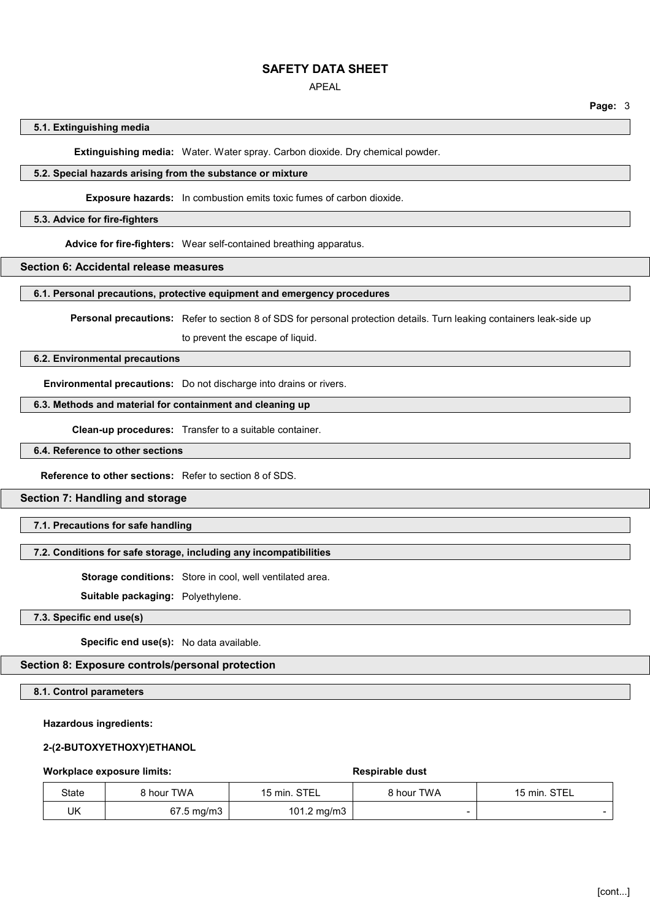#### 5.1. Extinguishing media

**Extinguishing media:** Water. Water spray. Carbon dioxide. Dry chemical powder.

#### 5.2. Special hazards arising from the substance or mixture

**Exposure hazards:** In combustion emits toxic fumes of carbon dioxide.

#### 5.3. Advice for fire-fighters

**Advice for fire-fighters:** Wear self-contained breathing apparatus.

### Section 6: Accidental release measures

#### 6.1. Personal precautions, protective equipment and emergency procedures

**Personal precautions:** Refer to section 8 of SDS for personal protection details. Turn leaking containers leak-side up to prevent the escape of liquid.

#### 6.2. Environmental precautions

**Environmental precautions:** Do not discharge into drains or rivers.

#### 6.3. Methods and material for containment and cleaning up

**Clean-up procedures:** Transfer to a suitable container.

#### 6.4. Reference to other sections

**Reference to other sections:** Refer to section 8 of SDS.

### Section 7: Handling and storage

#### 7.1. Precautions for safe handling

#### 7.2. Conditions for safe storage, including any incompatibilities

**Storage conditions:** Store in cool, well ventilated area.

**Suitable packaging:** Polyethylene.

#### 7.3. Specific end use(s)

**Specific end use(s):** No data available.

### Section 8: Exposure controls/personal protection

#### 8.1. Control parameters

**Hazardous ingredients:**

**2-(2-BUTOXYETHOXY)ETHANOL**

**Workplace exposure limits:** **Respirable dust**

| State | 8 hour TWA | 15 min. STEL | 8 hour TWA | 15 min. STEL |
|---|---|---|---|---|
| UK | 67.5 mg/m3 | 101.2 mg/m3 | - | - |

[cont...]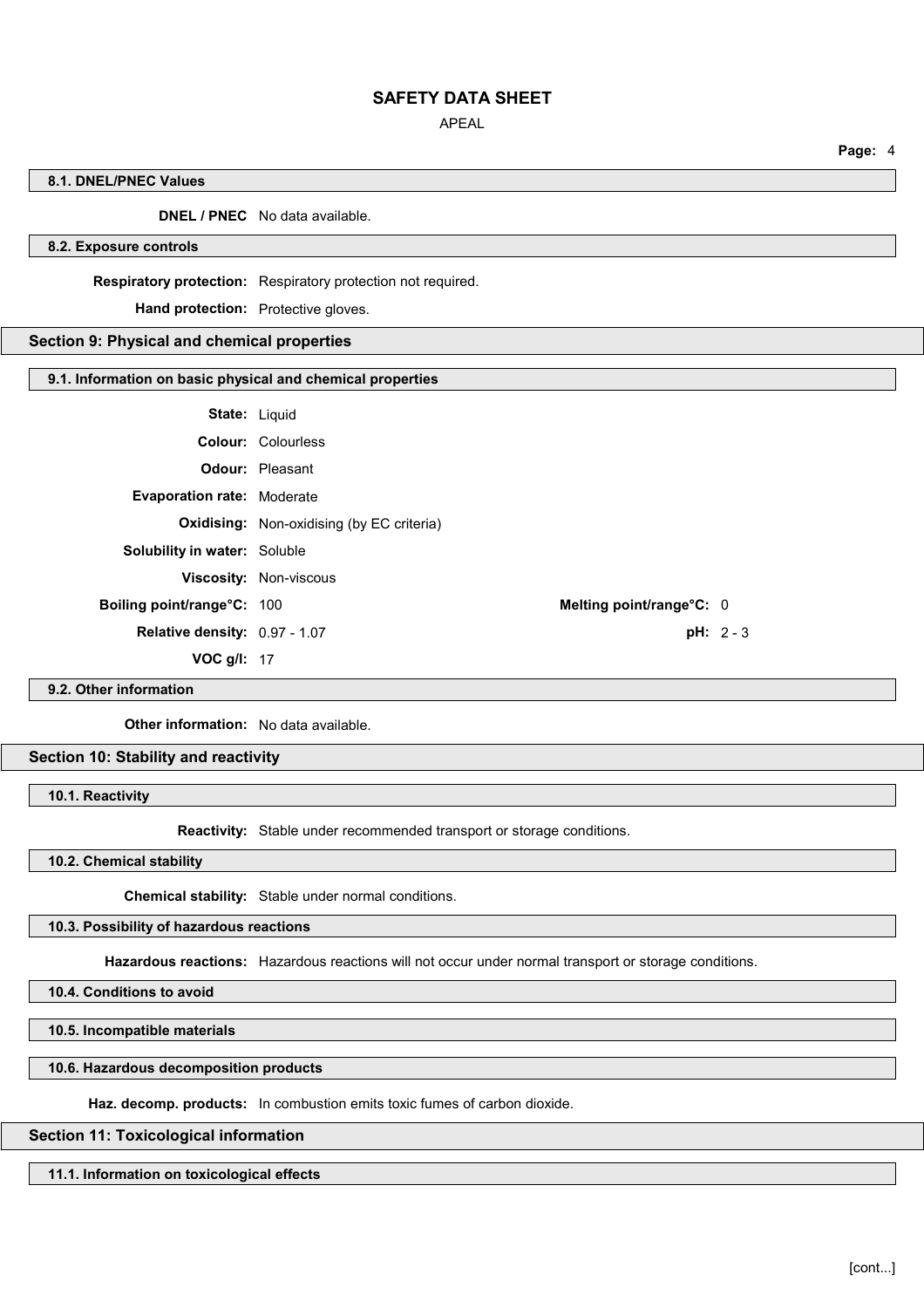### 8.1. DNEL/PNEC Values

**DNEL / PNEC** No data available.

### 8.2. Exposure controls

**Respiratory protection:** Respiratory protection not required.

**Hand protection:** Protective gloves.

## Section 9: Physical and chemical properties

### 9.1. Information on basic physical and chemical properties

**State:** Liquid

**Colour:** Colourless

**Odour:** Pleasant

**Evaporation rate:** Moderate

**Oxidising:** Non-oxidising (by EC criteria)

**Solubility in water:** Soluble

**Viscosity:** Non-viscous

**Boiling point/range°C:** 100

**Melting point/range°C:** 0

**Relative density:** 0.97 - 1.07

**pH:** 2 - 3

**VOC g/l:** 17

### 9.2. Other information

**Other information:** No data available.

## Section 10: Stability and reactivity

### 10.1. Reactivity

**Reactivity:** Stable under recommended transport or storage conditions.

### 10.2. Chemical stability

**Chemical stability:** Stable under normal conditions.

### 10.3. Possibility of hazardous reactions

**Hazardous reactions:** Hazardous reactions will not occur under normal transport or storage conditions.

### 10.4. Conditions to avoid

### 10.5. Incompatible materials

### 10.6. Hazardous decomposition products

**Haz. decomp. products:** In combustion emits toxic fumes of carbon dioxide.

## Section 11: Toxicological information

### 11.1. Information on toxicological effects

[cont...]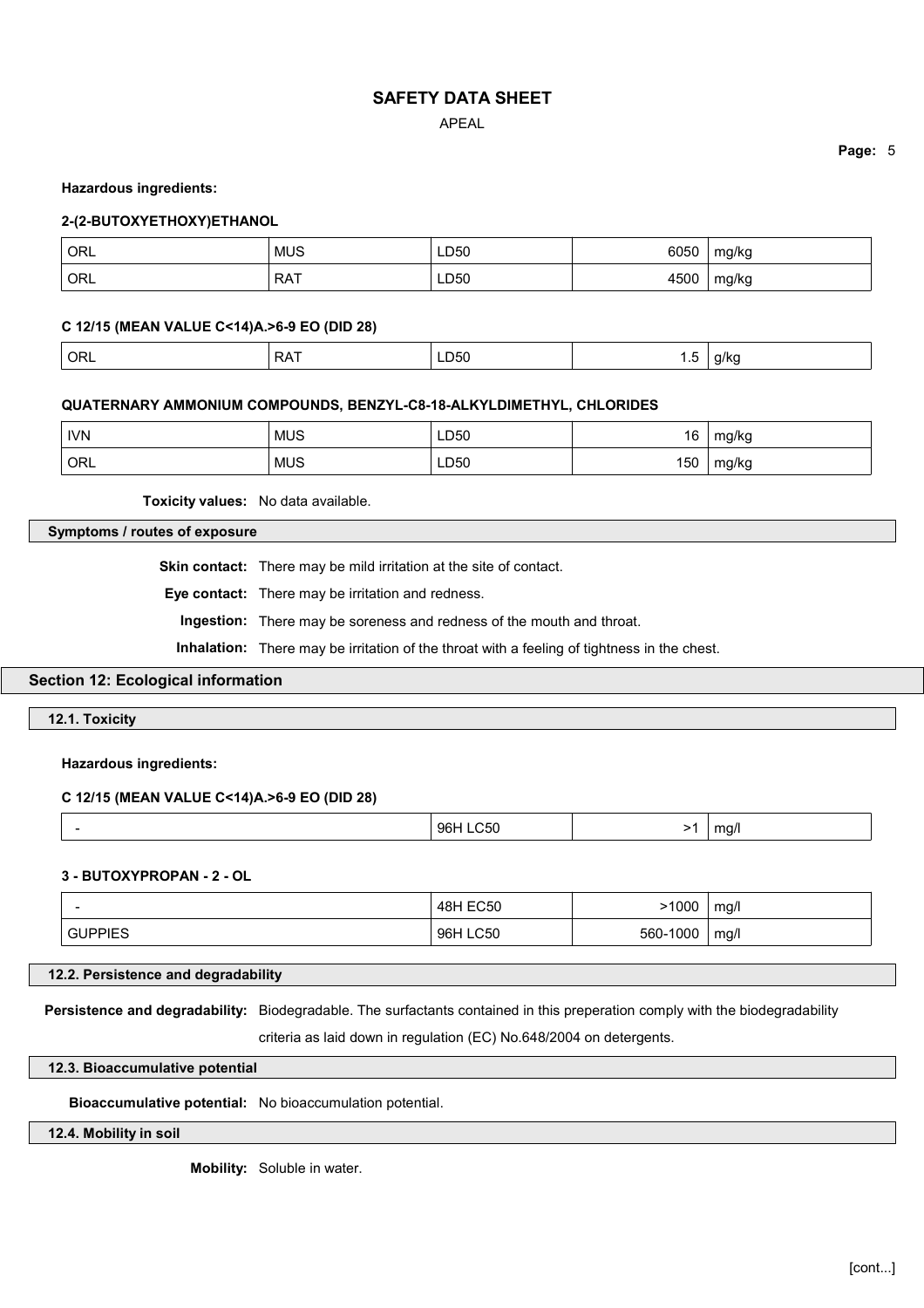**Hazardous ingredients:**

**2-(2-BUTOXYETHOXY)ETHANOL**

| | | | | |
|---|---|---|---|---|
| ORL | MUS | LD50 | 6050 | mg/kg |
| ORL | RAT | LD50 | 4500 | mg/kg |

**C 12/15 (MEAN VALUE C<14)A.>6-9 EO (DID 28)**

| | | | | |
|---|---|---|---|---|
| ORL | RAT | LD50 | 1.5 | g/kg |

**QUATERNARY AMMONIUM COMPOUNDS, BENZYL-C8-18-ALKYLDIMETHYL, CHLORIDES**

| | | | | |
|---|---|---|---|---|
| IVN | MUS | LD50 | 16 | mg/kg |
| ORL | MUS | LD50 | 150 | mg/kg |

**Toxicity values:** No data available.

### Symptoms / routes of exposure

**Skin contact:** There may be mild irritation at the site of contact.

**Eye contact:** There may be irritation and redness.

**Ingestion:** There may be soreness and redness of the mouth and throat.

**Inhalation:** There may be irritation of the throat with a feeling of tightness in the chest.

## Section 12: Ecological information

### 12.1. Toxicity

**Hazardous ingredients:**

**C 12/15 (MEAN VALUE C<14)A.>6-9 EO (DID 28)**

| | | | |
|---|---|---|---|
| - | 96H LC50 | >1 | mg/l |

**3 - BUTOXYPROPAN - 2 - OL**

| | | | |
|---|---|---|---|
| - | 48H EC50 | >1000 | mg/l |
| GUPPIES | 96H LC50 | 560-1000 | mg/l |

### 12.2. Persistence and degradability

**Persistence and degradability:** Biodegradable. The surfactants contained in this preperation comply with the biodegradability criteria as laid down in regulation (EC) No.648/2004 on detergents.

### 12.3. Bioaccumulative potential

**Bioaccumulative potential:** No bioaccumulation potential.

### 12.4. Mobility in soil

**Mobility:** Soluble in water.

[cont...]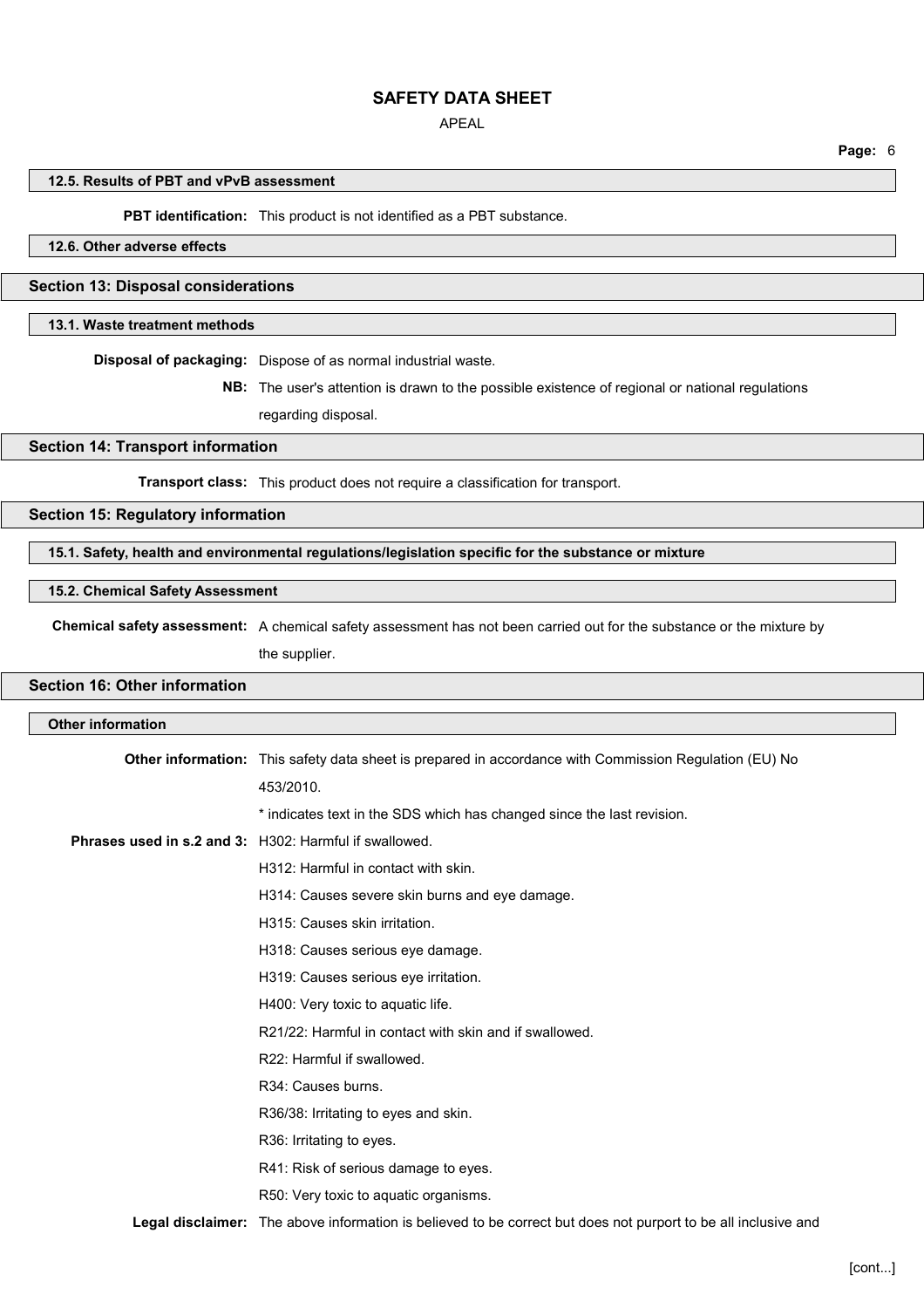#### 12.5. Results of PBT and vPvB assessment

**PBT identification:** This product is not identified as a PBT substance.

#### 12.6. Other adverse effects

## Section 13: Disposal considerations

#### 13.1. Waste treatment methods

**Disposal of packaging:** Dispose of as normal industrial waste.

**NB:** The user's attention is drawn to the possible existence of regional or national regulations regarding disposal.

## Section 14: Transport information

**Transport class:** This product does not require a classification for transport.

## Section 15: Regulatory information

#### 15.1. Safety, health and environmental regulations/legislation specific for the substance or mixture

#### 15.2. Chemical Safety Assessment

**Chemical safety assessment:** A chemical safety assessment has not been carried out for the substance or the mixture by the supplier.

## Section 16: Other information

#### Other information

**Other information:** This safety data sheet is prepared in accordance with Commission Regulation (EU) No 453/2010.

* indicates text in the SDS which has changed since the last revision.

**Phrases used in s.2 and 3:**
H302: Harmful if swallowed.
H312: Harmful in contact with skin.
H314: Causes severe skin burns and eye damage.
H315: Causes skin irritation.
H318: Causes serious eye damage.
H319: Causes serious eye irritation.
H400: Very toxic to aquatic life.
R21/22: Harmful in contact with skin and if swallowed.
R22: Harmful if swallowed.
R34: Causes burns.
R36/38: Irritating to eyes and skin.
R36: Irritating to eyes.
R41: Risk of serious damage to eyes.
R50: Very toxic to aquatic organisms.

**Legal disclaimer:** The above information is believed to be correct but does not purport to be all inclusive and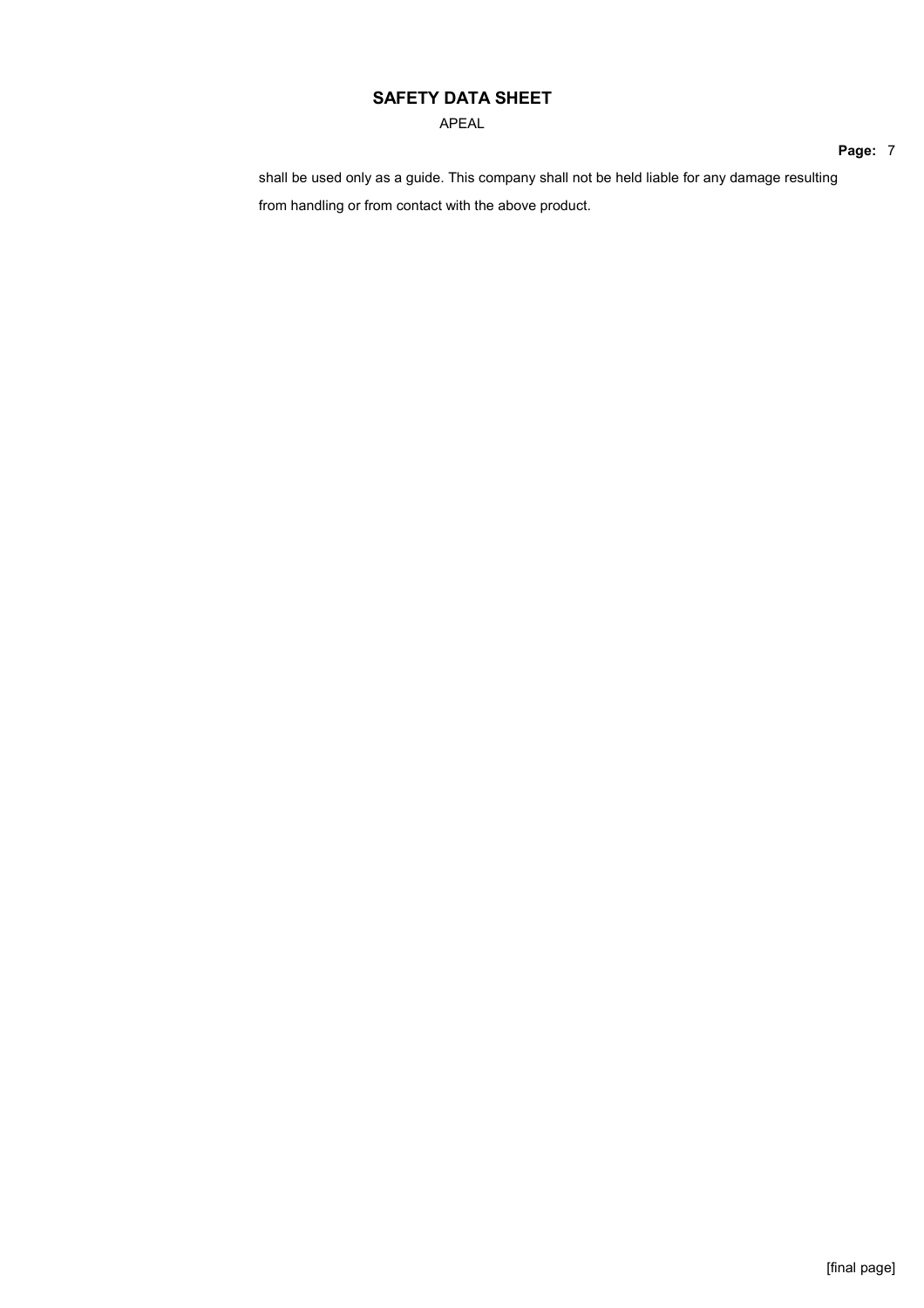shall be used only as a guide. This company shall not be held liable for any damage resulting from handling or from contact with the above product.

[final page]